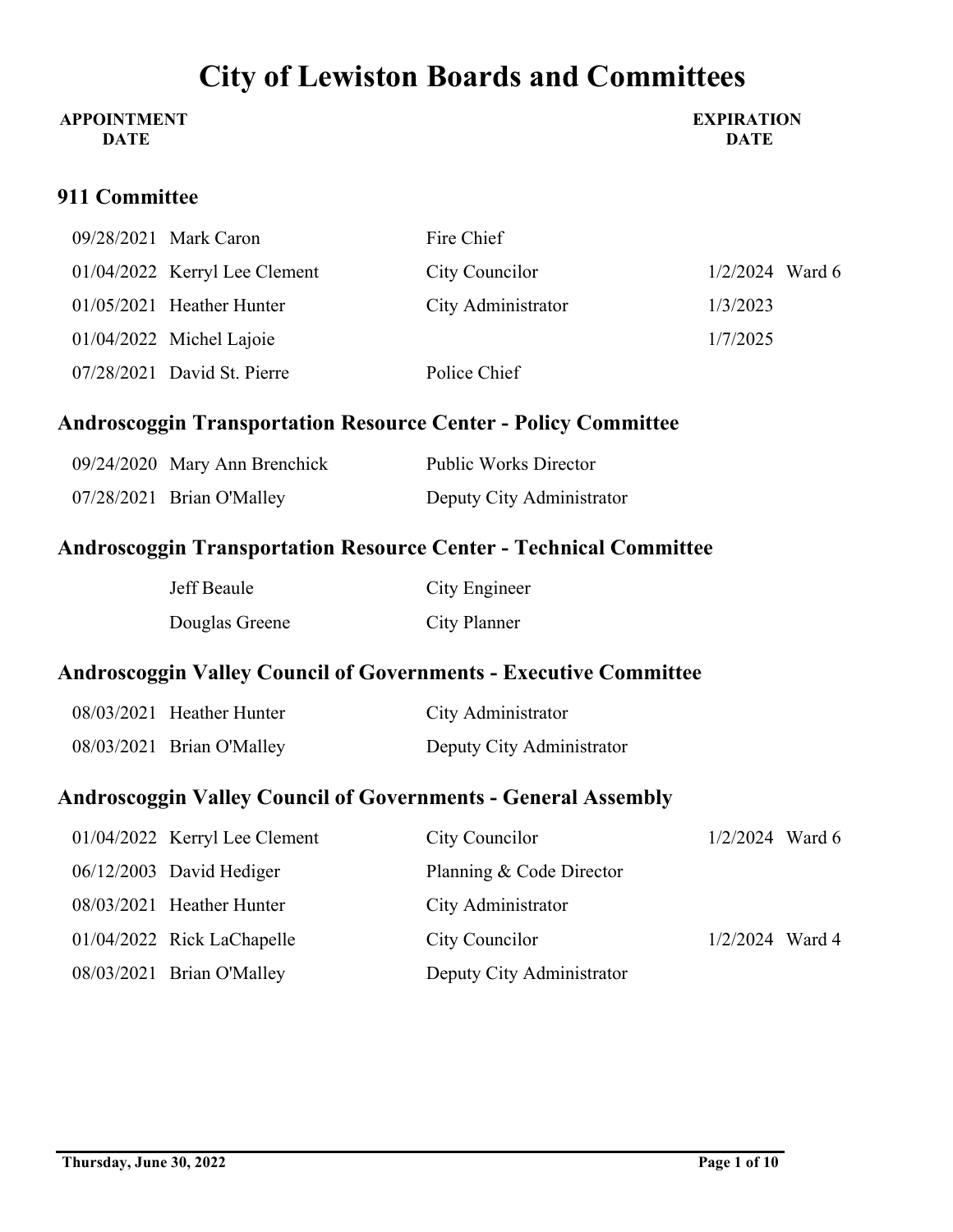# City of Lewiston Boards and Committees

## 911 Committee

| Appointment Date | Name | Title | Expiration Date | Ward |
|---|---|---|---|---|
| 09/28/2021 | Mark Caron | Fire Chief | | |
| 01/04/2022 | Kerryl Lee Clement | City Councilor | 1/2/2024 | Ward 6 |
| 01/05/2021 | Heather Hunter | City Administrator | 1/3/2023 | |
| 01/04/2022 | Michel Lajoie | | 1/7/2025 | |
| 07/28/2021 | David St. Pierre | Police Chief | | |

## Androscoggin Transportation Resource Center - Policy Committee

| Appointment Date | Name | Title | Expiration Date | Ward |
|---|---|---|---|---|
| 09/24/2020 | Mary Ann Brenchick | Public Works Director | | |
| 07/28/2021 | Brian O'Malley | Deputy City Administrator | | |

## Androscoggin Transportation Resource Center - Technical Committee

| Appointment Date | Name | Title | Expiration Date | Ward |
|---|---|---|---|---|
| | Jeff Beaule | City Engineer | | |
| | Douglas Greene | City Planner | | |

## Androscoggin Valley Council of Governments - Executive Committee

| Appointment Date | Name | Title | Expiration Date | Ward |
|---|---|---|---|---|
| 08/03/2021 | Heather Hunter | City Administrator | | |
| 08/03/2021 | Brian O'Malley | Deputy City Administrator | | |

## Androscoggin Valley Council of Governments - General Assembly

| Appointment Date | Name | Title | Expiration Date | Ward |
|---|---|---|---|---|
| 01/04/2022 | Kerryl Lee Clement | City Councilor | 1/2/2024 | Ward 6 |
| 06/12/2003 | David Hediger | Planning & Code Director | | |
| 08/03/2021 | Heather Hunter | City Administrator | | |
| 01/04/2022 | Rick LaChapelle | City Councilor | 1/2/2024 | Ward 4 |
| 08/03/2021 | Brian O'Malley | Deputy City Administrator | | |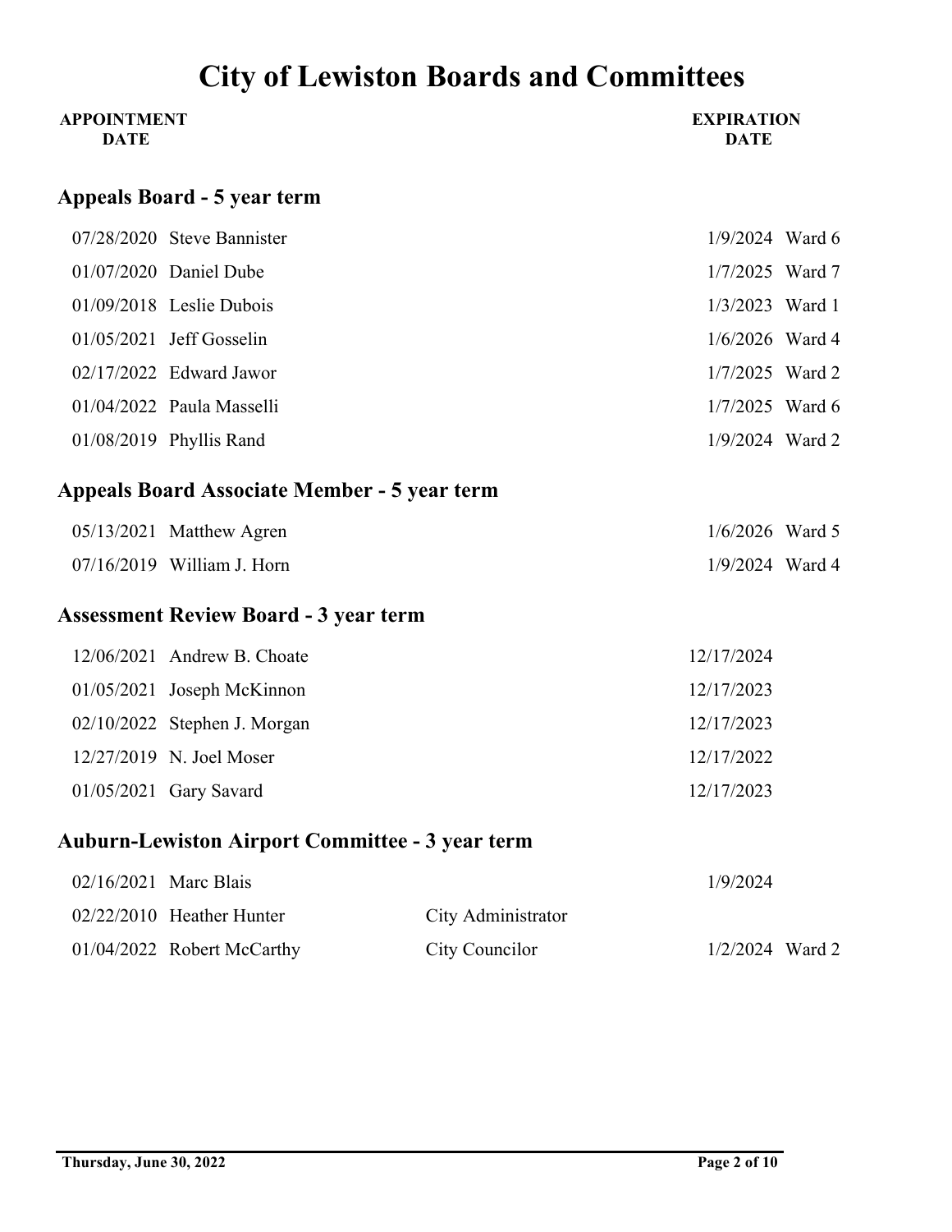# City of Lewiston Boards and Committees

## Appeals Board - 5 year term

| APPOINTMENT DATE | Name | Position | EXPIRATION DATE | Ward |
|---|---|---|---|---|
| 07/28/2020 | Steve Bannister | | 1/9/2024 | Ward 6 |
| 01/07/2020 | Daniel Dube | | 1/7/2025 | Ward 7 |
| 01/09/2018 | Leslie Dubois | | 1/3/2023 | Ward 1 |
| 01/05/2021 | Jeff Gosselin | | 1/6/2026 | Ward 4 |
| 02/17/2022 | Edward Jawor | | 1/7/2025 | Ward 2 |
| 01/04/2022 | Paula Masselli | | 1/7/2025 | Ward 6 |
| 01/08/2019 | Phyllis Rand | | 1/9/2024 | Ward 2 |

## Appeals Board Associate Member - 5 year term

| APPOINTMENT DATE | Name | Position | EXPIRATION DATE | Ward |
|---|---|---|---|---|
| 05/13/2021 | Matthew Agren | | 1/6/2026 | Ward 5 |
| 07/16/2019 | William J. Horn | | 1/9/2024 | Ward 4 |

## Assessment Review Board - 3 year term

| APPOINTMENT DATE | Name | Position | EXPIRATION DATE | Ward |
|---|---|---|---|---|
| 12/06/2021 | Andrew B. Choate | | 12/17/2024 | |
| 01/05/2021 | Joseph McKinnon | | 12/17/2023 | |
| 02/10/2022 | Stephen J. Morgan | | 12/17/2023 | |
| 12/27/2019 | N. Joel Moser | | 12/17/2022 | |
| 01/05/2021 | Gary Savard | | 12/17/2023 | |

## Auburn-Lewiston Airport Committee - 3 year term

| APPOINTMENT DATE | Name | Position | EXPIRATION DATE | Ward |
|---|---|---|---|---|
| 02/16/2021 | Marc Blais | | 1/9/2024 | |
| 02/22/2010 | Heather Hunter | City Administrator | | |
| 01/04/2022 | Robert McCarthy | City Councilor | 1/2/2024 | Ward 2 |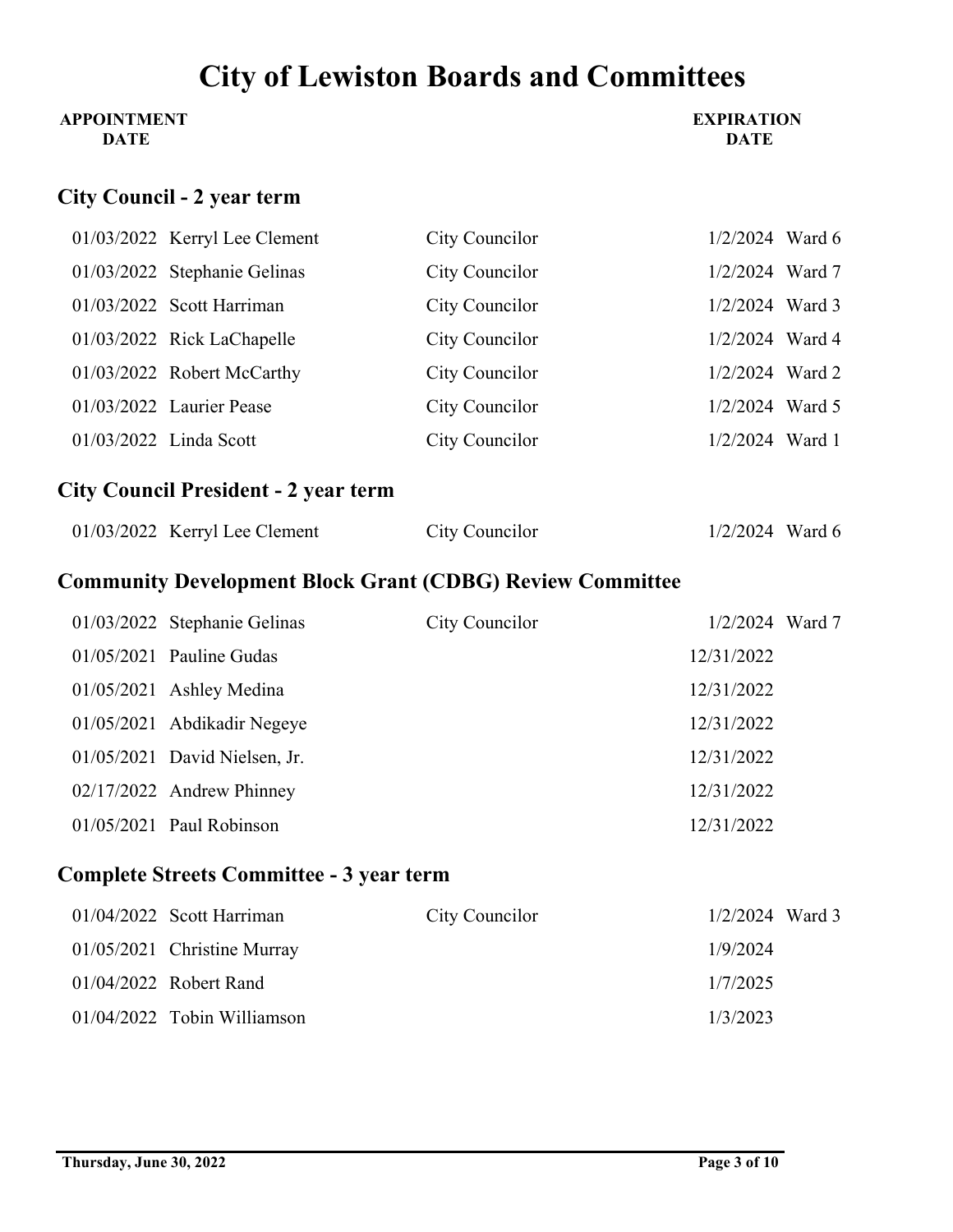# City of Lewiston Boards and Committees

## City Council - 2 year term

| APPOINTMENT DATE | Name | Position | EXPIRATION DATE | Ward |
|---|---|---|---|---|
| 01/03/2022 | Kerryl Lee Clement | City Councilor | 1/2/2024 | Ward 6 |
| 01/03/2022 | Stephanie Gelinas | City Councilor | 1/2/2024 | Ward 7 |
| 01/03/2022 | Scott Harriman | City Councilor | 1/2/2024 | Ward 3 |
| 01/03/2022 | Rick LaChapelle | City Councilor | 1/2/2024 | Ward 4 |
| 01/03/2022 | Robert McCarthy | City Councilor | 1/2/2024 | Ward 2 |
| 01/03/2022 | Laurier Pease | City Councilor | 1/2/2024 | Ward 5 |
| 01/03/2022 | Linda Scott | City Councilor | 1/2/2024 | Ward 1 |

## City Council President - 2 year term

| APPOINTMENT DATE | Name | Position | EXPIRATION DATE | Ward |
|---|---|---|---|---|
| 01/03/2022 | Kerryl Lee Clement | City Councilor | 1/2/2024 | Ward 6 |

## Community Development Block Grant (CDBG) Review Committee

| APPOINTMENT DATE | Name | Position | EXPIRATION DATE | Ward |
|---|---|---|---|---|
| 01/03/2022 | Stephanie Gelinas | City Councilor | 1/2/2024 | Ward 7 |
| 01/05/2021 | Pauline Gudas | | 12/31/2022 | |
| 01/05/2021 | Ashley Medina | | 12/31/2022 | |
| 01/05/2021 | Abdikadir Negeye | | 12/31/2022 | |
| 01/05/2021 | David Nielsen, Jr. | | 12/31/2022 | |
| 02/17/2022 | Andrew Phinney | | 12/31/2022 | |
| 01/05/2021 | Paul Robinson | | 12/31/2022 | |

## Complete Streets Committee - 3 year term

| APPOINTMENT DATE | Name | Position | EXPIRATION DATE | Ward |
|---|---|---|---|---|
| 01/04/2022 | Scott Harriman | City Councilor | 1/2/2024 | Ward 3 |
| 01/05/2021 | Christine Murray | | 1/9/2024 | |
| 01/04/2022 | Robert Rand | | 1/7/2025 | |
| 01/04/2022 | Tobin Williamson | | 1/3/2023 | |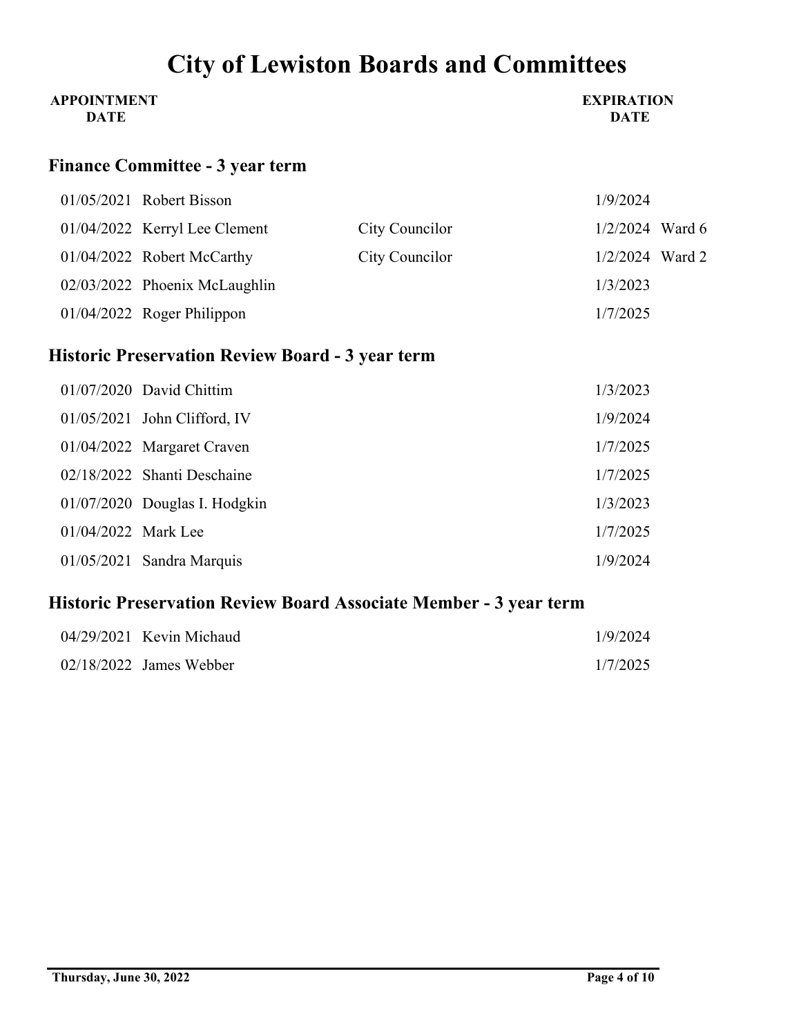# City of Lewiston Boards and Committees

## Finance Committee - 3 year term

| APPOINTMENT DATE | Name | Position | EXPIRATION DATE | Ward |
|---|---|---|---|---|
| 01/05/2021 | Robert Bisson | | 1/9/2024 | |
| 01/04/2022 | Kerryl Lee Clement | City Councilor | 1/2/2024 | Ward 6 |
| 01/04/2022 | Robert McCarthy | City Councilor | 1/2/2024 | Ward 2 |
| 02/03/2022 | Phoenix McLaughlin | | 1/3/2023 | |
| 01/04/2022 | Roger Philippon | | 1/7/2025 | |

## Historic Preservation Review Board - 3 year term

| APPOINTMENT DATE | Name | EXPIRATION DATE |
|---|---|---|
| 01/07/2020 | David Chittim | 1/3/2023 |
| 01/05/2021 | John Clifford, IV | 1/9/2024 |
| 01/04/2022 | Margaret Craven | 1/7/2025 |
| 02/18/2022 | Shanti Deschaine | 1/7/2025 |
| 01/07/2020 | Douglas I. Hodgkin | 1/3/2023 |
| 01/04/2022 | Mark Lee | 1/7/2025 |
| 01/05/2021 | Sandra Marquis | 1/9/2024 |

## Historic Preservation Review Board Associate Member - 3 year term

| APPOINTMENT DATE | Name | EXPIRATION DATE |
|---|---|---|
| 04/29/2021 | Kevin Michaud | 1/9/2024 |
| 02/18/2022 | James Webber | 1/7/2025 |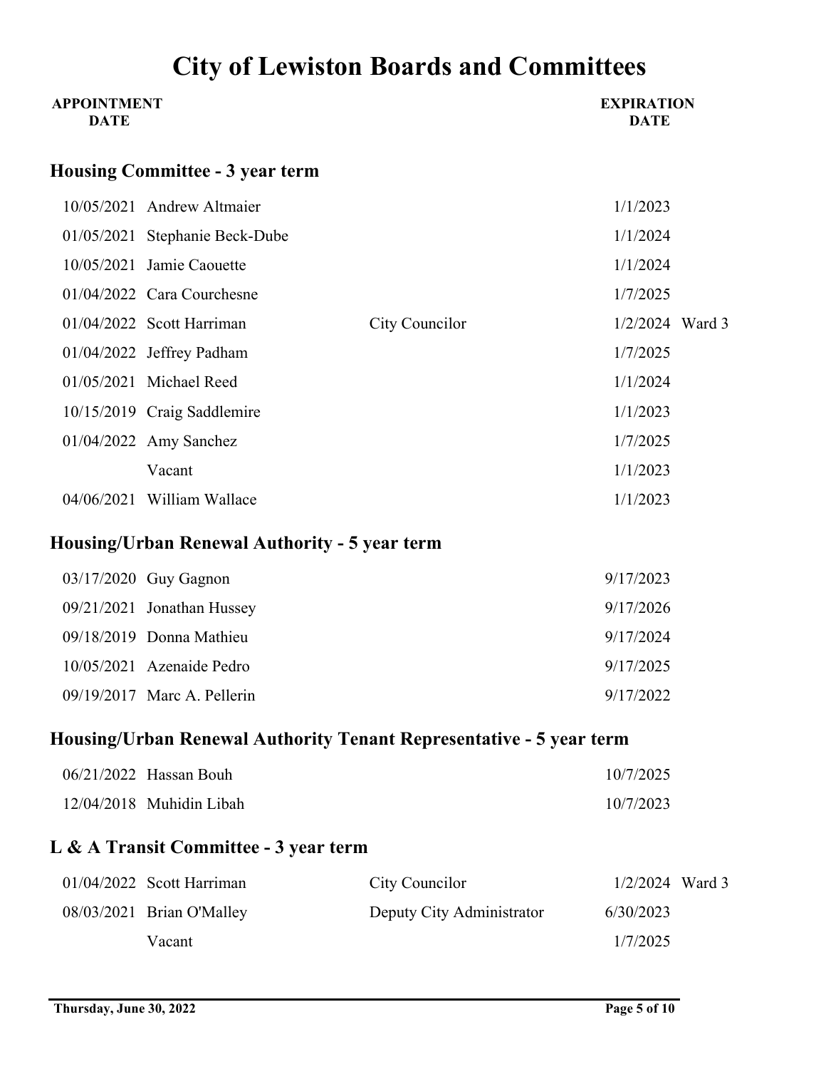# City of Lewiston Boards and Committees

### Housing Committee - 3 year term

| APPOINTMENT DATE | Name | Position | EXPIRATION DATE | |
|---|---|---|---|---|
| 10/05/2021 | Andrew Altmaier | | 1/1/2023 | |
| 01/05/2021 | Stephanie Beck-Dube | | 1/1/2024 | |
| 10/05/2021 | Jamie Caouette | | 1/1/2024 | |
| 01/04/2022 | Cara Courchesne | | 1/7/2025 | |
| 01/04/2022 | Scott Harriman | City Councilor | 1/2/2024 | Ward 3 |
| 01/04/2022 | Jeffrey Padham | | 1/7/2025 | |
| 01/05/2021 | Michael Reed | | 1/1/2024 | |
| 10/15/2019 | Craig Saddlemire | | 1/1/2023 | |
| 01/04/2022 | Amy Sanchez | | 1/7/2025 | |
| | Vacant | | 1/1/2023 | |
| 04/06/2021 | William Wallace | | 1/1/2023 | |

### Housing/Urban Renewal Authority - 5 year term

| APPOINTMENT DATE | Name | Position | EXPIRATION DATE | |
|---|---|---|---|---|
| 03/17/2020 | Guy Gagnon | | 9/17/2023 | |
| 09/21/2021 | Jonathan Hussey | | 9/17/2026 | |
| 09/18/2019 | Donna Mathieu | | 9/17/2024 | |
| 10/05/2021 | Azenaide Pedro | | 9/17/2025 | |
| 09/19/2017 | Marc A. Pellerin | | 9/17/2022 | |

### Housing/Urban Renewal Authority Tenant Representative - 5 year term

| APPOINTMENT DATE | Name | Position | EXPIRATION DATE | |
|---|---|---|---|---|
| 06/21/2022 | Hassan Bouh | | 10/7/2025 | |
| 12/04/2018 | Muhidin Libah | | 10/7/2023 | |

### L & A Transit Committee - 3 year term

| APPOINTMENT DATE | Name | Position | EXPIRATION DATE | |
|---|---|---|---|---|
| 01/04/2022 | Scott Harriman | City Councilor | 1/2/2024 | Ward 3 |
| 08/03/2021 | Brian O'Malley | Deputy City Administrator | 6/30/2023 | |
| | Vacant | | 1/7/2025 | |

Thursday, June 30, 2022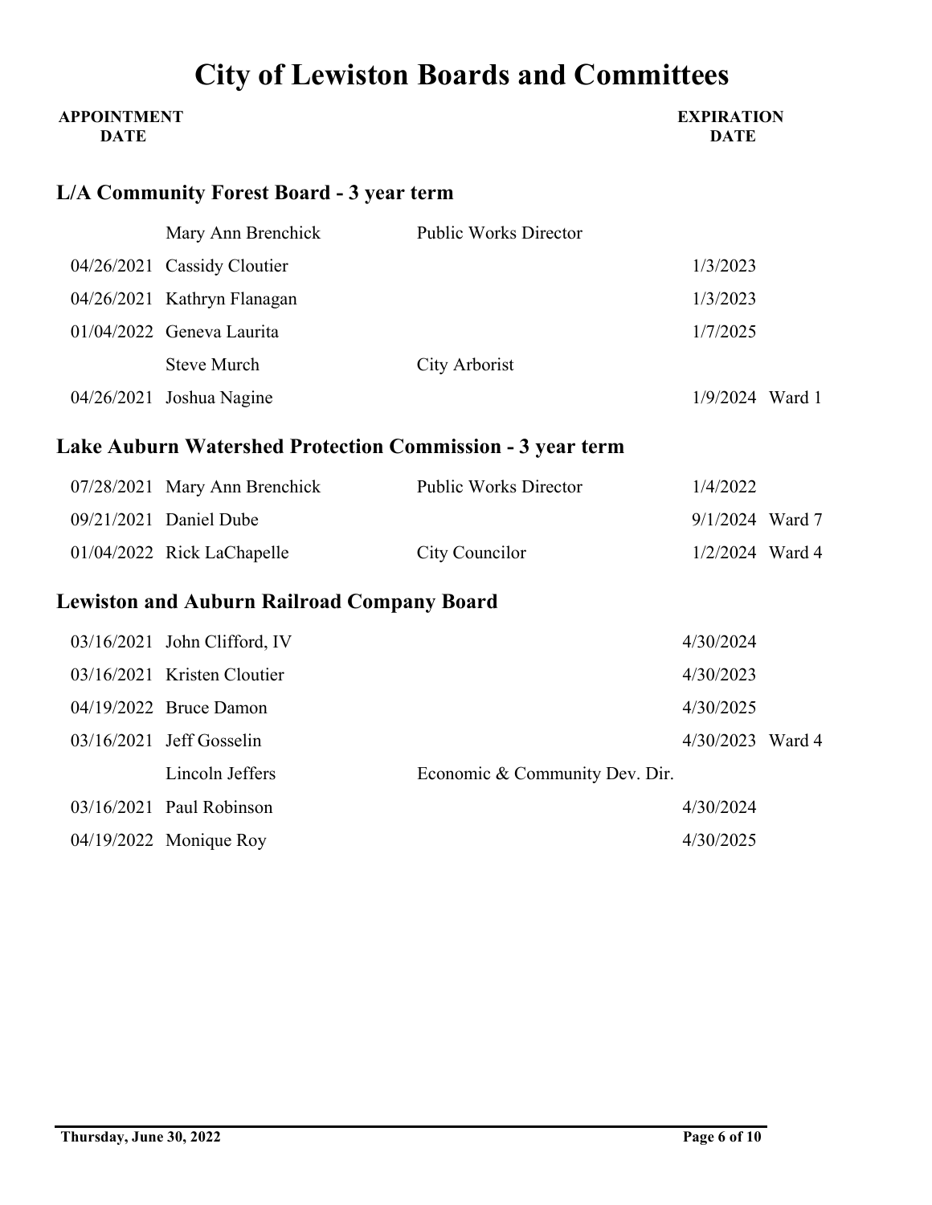# City of Lewiston Boards and Committees

## L/A Community Forest Board - 3 year term

| APPOINTMENT DATE | Name | Title | EXPIRATION DATE | Ward |
|---|---|---|---|---|
| | Mary Ann Brenchick | Public Works Director | | |
| 04/26/2021 | Cassidy Cloutier | | 1/3/2023 | |
| 04/26/2021 | Kathryn Flanagan | | 1/3/2023 | |
| 01/04/2022 | Geneva Laurita | | 1/7/2025 | |
| | Steve Murch | City Arborist | | |
| 04/26/2021 | Joshua Nagine | | 1/9/2024 | Ward 1 |

## Lake Auburn Watershed Protection Commission - 3 year term

| APPOINTMENT DATE | Name | Title | EXPIRATION DATE | Ward |
|---|---|---|---|---|
| 07/28/2021 | Mary Ann Brenchick | Public Works Director | 1/4/2022 | |
| 09/21/2021 | Daniel Dube | | 9/1/2024 | Ward 7 |
| 01/04/2022 | Rick LaChapelle | City Councilor | 1/2/2024 | Ward 4 |

## Lewiston and Auburn Railroad Company Board

| APPOINTMENT DATE | Name | Title | EXPIRATION DATE | Ward |
|---|---|---|---|---|
| 03/16/2021 | John Clifford, IV | | 4/30/2024 | |
| 03/16/2021 | Kristen Cloutier | | 4/30/2023 | |
| 04/19/2022 | Bruce Damon | | 4/30/2025 | |
| 03/16/2021 | Jeff Gosselin | | 4/30/2023 | Ward 4 |
| | Lincoln Jeffers | Economic & Community Dev. Dir. | | |
| 03/16/2021 | Paul Robinson | | 4/30/2024 | |
| 04/19/2022 | Monique Roy | | 4/30/2025 | |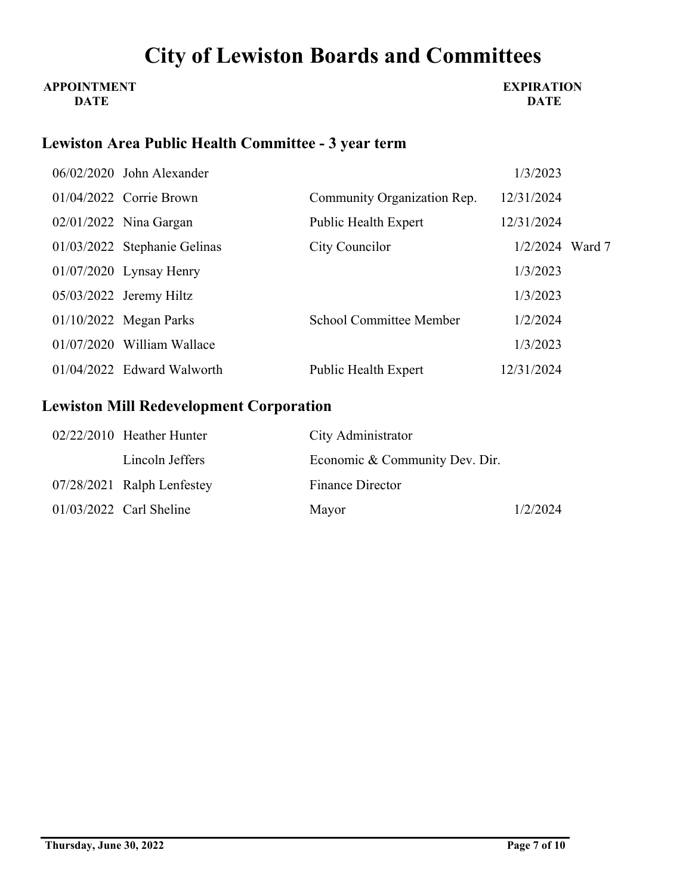# City of Lewiston Boards and Committees

## Lewiston Area Public Health Committee - 3 year term

| APPOINTMENT DATE | Name | Position | EXPIRATION DATE | |
|---|---|---|---|---|
| 06/02/2020 | John Alexander | | 1/3/2023 | |
| 01/04/2022 | Corrie Brown | Community Organization Rep. | 12/31/2024 | |
| 02/01/2022 | Nina Gargan | Public Health Expert | 12/31/2024 | |
| 01/03/2022 | Stephanie Gelinas | City Councilor | 1/2/2024 | Ward 7 |
| 01/07/2020 | Lynsay Henry | | 1/3/2023 | |
| 05/03/2022 | Jeremy Hiltz | | 1/3/2023 | |
| 01/10/2022 | Megan Parks | School Committee Member | 1/2/2024 | |
| 01/07/2020 | William Wallace | | 1/3/2023 | |
| 01/04/2022 | Edward Walworth | Public Health Expert | 12/31/2024 | |

## Lewiston Mill Redevelopment Corporation

| APPOINTMENT DATE | Name | Position | EXPIRATION DATE |
|---|---|---|---|
| 02/22/2010 | Heather Hunter | City Administrator | |
| | Lincoln Jeffers | Economic & Community Dev. Dir. | |
| 07/28/2021 | Ralph Lenfestey | Finance Director | |
| 01/03/2022 | Carl Sheline | Mayor | 1/2/2024 |

Thursday, June 30, 2022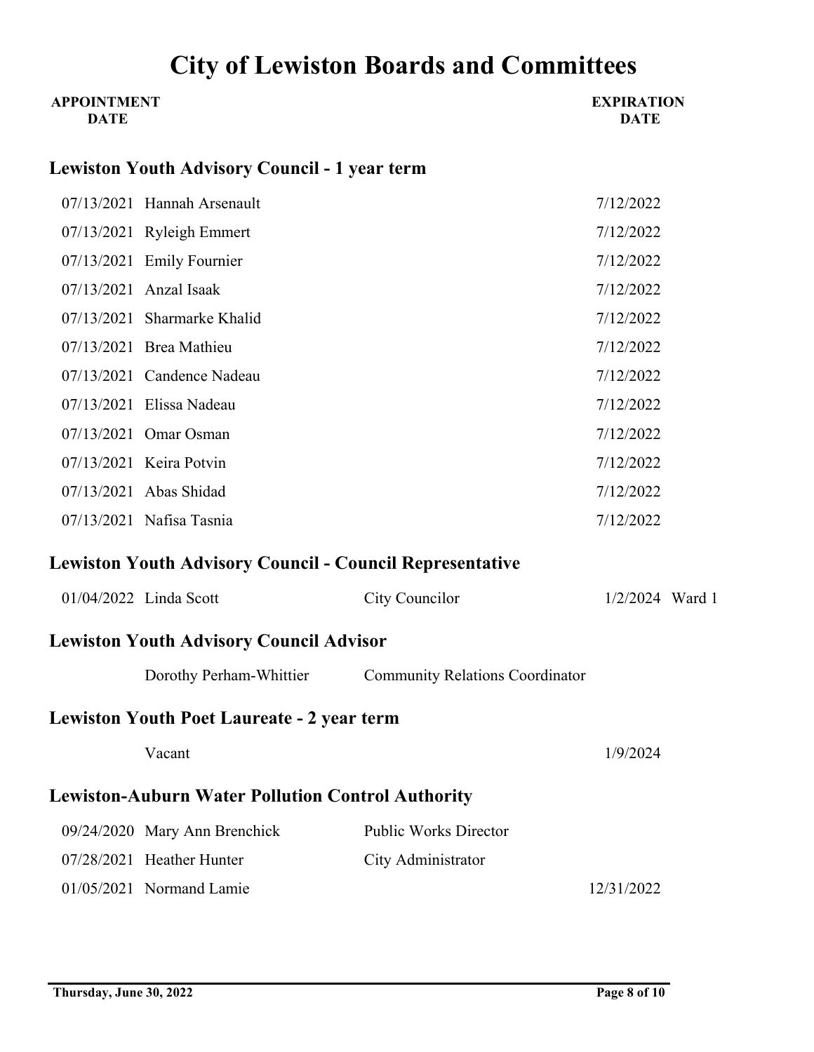# City of Lewiston Boards and Committees

| APPOINTMENT DATE | | | EXPIRATION DATE | |
|---|---|---|---|---|

## Lewiston Youth Advisory Council - 1 year term

| APPOINTMENT DATE | Name | | EXPIRATION DATE |
|---|---|---|---|
| 07/13/2021 | Hannah Arsenault | | 7/12/2022 |
| 07/13/2021 | Ryleigh Emmert | | 7/12/2022 |
| 07/13/2021 | Emily Fournier | | 7/12/2022 |
| 07/13/2021 | Anzal Isaak | | 7/12/2022 |
| 07/13/2021 | Sharmarke Khalid | | 7/12/2022 |
| 07/13/2021 | Brea Mathieu | | 7/12/2022 |
| 07/13/2021 | Candence Nadeau | | 7/12/2022 |
| 07/13/2021 | Elissa Nadeau | | 7/12/2022 |
| 07/13/2021 | Omar Osman | | 7/12/2022 |
| 07/13/2021 | Keira Potvin | | 7/12/2022 |
| 07/13/2021 | Abas Shidad | | 7/12/2022 |
| 07/13/2021 | Nafisa Tasnia | | 7/12/2022 |

## Lewiston Youth Advisory Council - Council Representative

| APPOINTMENT DATE | Name | Position | EXPIRATION DATE | |
|---|---|---|---|---|
| 01/04/2022 | Linda Scott | City Councilor | 1/2/2024 | Ward 1 |

## Lewiston Youth Advisory Council Advisor

| APPOINTMENT DATE | Name | Position | EXPIRATION DATE |
|---|---|---|---|
| | Dorothy Perham-Whittier | Community Relations Coordinator | |

## Lewiston Youth Poet Laureate - 2 year term

| APPOINTMENT DATE | Name | | EXPIRATION DATE |
|---|---|---|---|
| | Vacant | | 1/9/2024 |

## Lewiston-Auburn Water Pollution Control Authority

| APPOINTMENT DATE | Name | Position | EXPIRATION DATE |
|---|---|---|---|
| 09/24/2020 | Mary Ann Brenchick | Public Works Director | |
| 07/28/2021 | Heather Hunter | City Administrator | |
| 01/05/2021 | Normand Lamie | | 12/31/2022 |

Thursday, June 30, 2022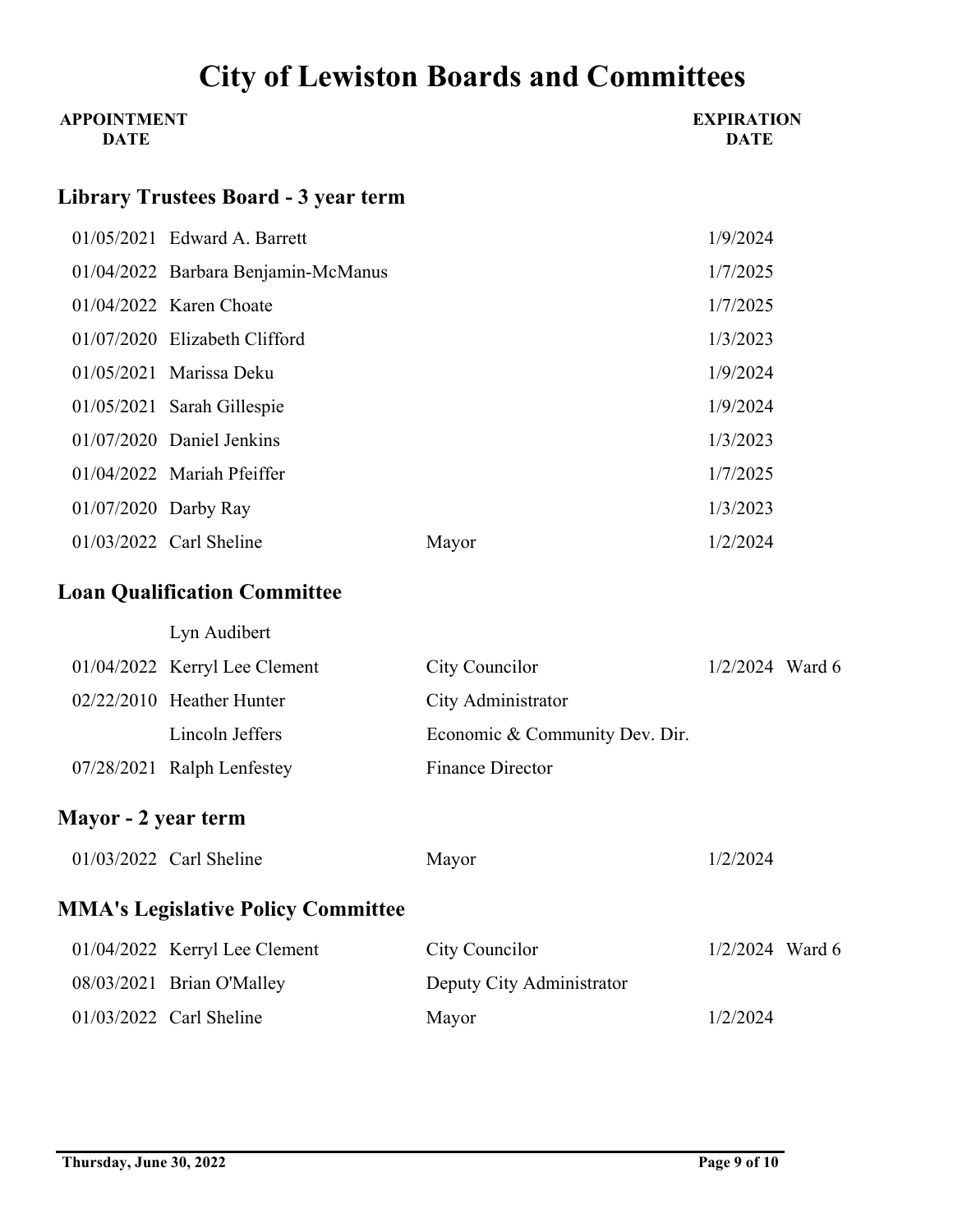# City of Lewiston Boards and Committees

| APPOINTMENT DATE | Name | Position | EXPIRATION DATE | |
|---|---|---|---|---|

## Library Trustees Board - 3 year term

| APPOINTMENT DATE | Name | Position | EXPIRATION DATE | |
|---|---|---|---|---|
| 01/05/2021 | Edward A. Barrett | | 1/9/2024 | |
| 01/04/2022 | Barbara Benjamin-McManus | | 1/7/2025 | |
| 01/04/2022 | Karen Choate | | 1/7/2025 | |
| 01/07/2020 | Elizabeth Clifford | | 1/3/2023 | |
| 01/05/2021 | Marissa Deku | | 1/9/2024 | |
| 01/05/2021 | Sarah Gillespie | | 1/9/2024 | |
| 01/07/2020 | Daniel Jenkins | | 1/3/2023 | |
| 01/04/2022 | Mariah Pfeiffer | | 1/7/2025 | |
| 01/07/2020 | Darby Ray | | 1/3/2023 | |
| 01/03/2022 | Carl Sheline | Mayor | 1/2/2024 | |

## Loan Qualification Committee

| APPOINTMENT DATE | Name | Position | EXPIRATION DATE | |
|---|---|---|---|---|
| | Lyn Audibert | | | |
| 01/04/2022 | Kerryl Lee Clement | City Councilor | 1/2/2024 | Ward 6 |
| 02/22/2010 | Heather Hunter | City Administrator | | |
| | Lincoln Jeffers | Economic & Community Dev. Dir. | | |
| 07/28/2021 | Ralph Lenfestey | Finance Director | | |

## Mayor - 2 year term

| APPOINTMENT DATE | Name | Position | EXPIRATION DATE | |
|---|---|---|---|---|
| 01/03/2022 | Carl Sheline | Mayor | 1/2/2024 | |

## MMA's Legislative Policy Committee

| APPOINTMENT DATE | Name | Position | EXPIRATION DATE | |
|---|---|---|---|---|
| 01/04/2022 | Kerryl Lee Clement | City Councilor | 1/2/2024 | Ward 6 |
| 08/03/2021 | Brian O'Malley | Deputy City Administrator | | |
| 01/03/2022 | Carl Sheline | Mayor | 1/2/2024 | |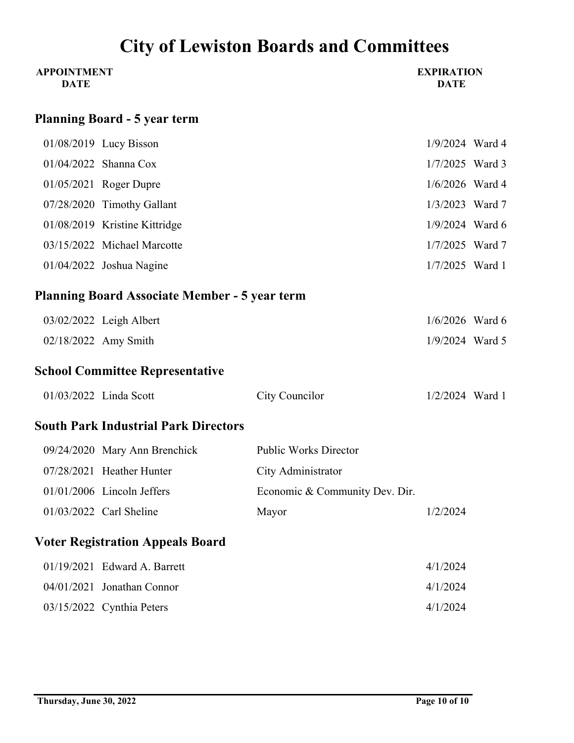# City of Lewiston Boards and Committees

| APPOINTMENT DATE | | | EXPIRATION DATE | |
|---|---|---|---|---|

## Planning Board - 5 year term

| | | | | |
|---|---|---|---|---|
| 01/08/2019 | Lucy Bisson | | 1/9/2024 | Ward 4 |
| 01/04/2022 | Shanna Cox | | 1/7/2025 | Ward 3 |
| 01/05/2021 | Roger Dupre | | 1/6/2026 | Ward 4 |
| 07/28/2020 | Timothy Gallant | | 1/3/2023 | Ward 7 |
| 01/08/2019 | Kristine Kittridge | | 1/9/2024 | Ward 6 |
| 03/15/2022 | Michael Marcotte | | 1/7/2025 | Ward 7 |
| 01/04/2022 | Joshua Nagine | | 1/7/2025 | Ward 1 |

## Planning Board Associate Member - 5 year term

| | | | | |
|---|---|---|---|---|
| 03/02/2022 | Leigh Albert | | 1/6/2026 | Ward 6 |
| 02/18/2022 | Amy Smith | | 1/9/2024 | Ward 5 |

## School Committee Representative

| | | | | |
|---|---|---|---|---|
| 01/03/2022 | Linda Scott | City Councilor | 1/2/2024 | Ward 1 |

## South Park Industrial Park Directors

| | | | | |
|---|---|---|---|---|
| 09/24/2020 | Mary Ann Brenchick | Public Works Director | | |
| 07/28/2021 | Heather Hunter | City Administrator | | |
| 01/01/2006 | Lincoln Jeffers | Economic & Community Dev. Dir. | | |
| 01/03/2022 | Carl Sheline | Mayor | 1/2/2024 | |

## Voter Registration Appeals Board

| | | | | |
|---|---|---|---|---|
| 01/19/2021 | Edward A. Barrett | | 4/1/2024 | |
| 04/01/2021 | Jonathan Connor | | 4/1/2024 | |
| 03/15/2022 | Cynthia Peters | | 4/1/2024 | |